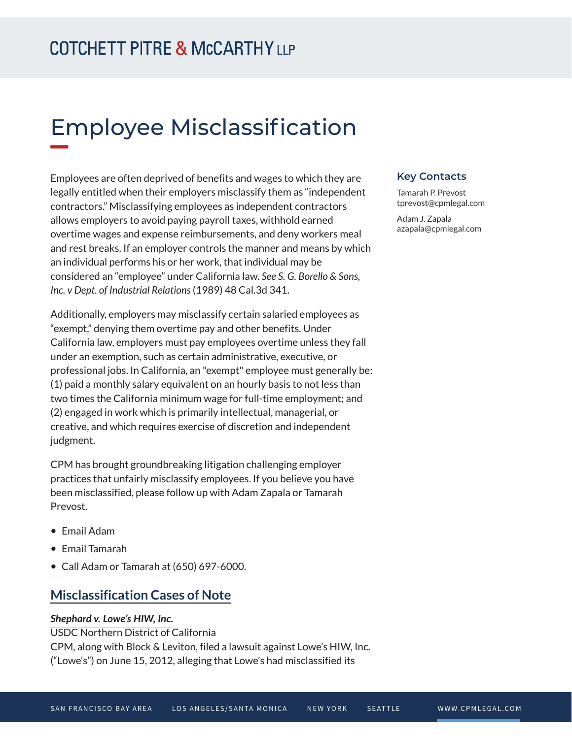# Employee Misclassification

Employees are often deprived of benefits and wages to which they are legally entitled when their employers misclassify them as "independent contractors." Misclassifying employees as independent contractors allows employers to avoid paying payroll taxes, withhold earned overtime wages and expense reimbursements, and deny workers meal and rest breaks. If an employer controls the manner and means by which an individual performs his or her work, that individual may be considered an "employee" under California law. *See S. G. Borello & Sons, Inc. v Dept. of Industrial Relations* (1989) 48 Cal.3d 341.

Additionally, employers may misclassify certain salaried employees as "exempt," denying them overtime pay and other benefits. Under California law, employers must pay employees overtime unless they fall under an exemption, such as certain administrative, executive, or professional jobs. In California, an "exempt" employee must generally be: (1) paid a monthly salary equivalent on an hourly basis to not less than two times the California minimum wage for full-time employment; and (2) engaged in work which is primarily intellectual, managerial, or creative, and which requires exercise of discretion and independent judgment.

CPM has brought groundbreaking litigation challenging employer practices that unfairly misclassify employees. If you believe you have been misclassified, please follow up with Adam Zapala or Tamarah Prevost.

- Email Adam
- Email Tamarah
- Call Adam or Tamarah at (650) 697-6000.

### Key Contacts

Tamarah P. Prevost
tprevost@cpmlegal.com

Adam J. Zapala
azapala@cpmlegal.com

## Misclassification Cases of Note

***Shephard v. Lowe's HIW, Inc.***
USDC Northern District of California
CPM, along with Block & Leviton, filed a lawsuit against Lowe's HIW, Inc. ("Lowe's") on June 15, 2012, alleging that Lowe's had misclassified its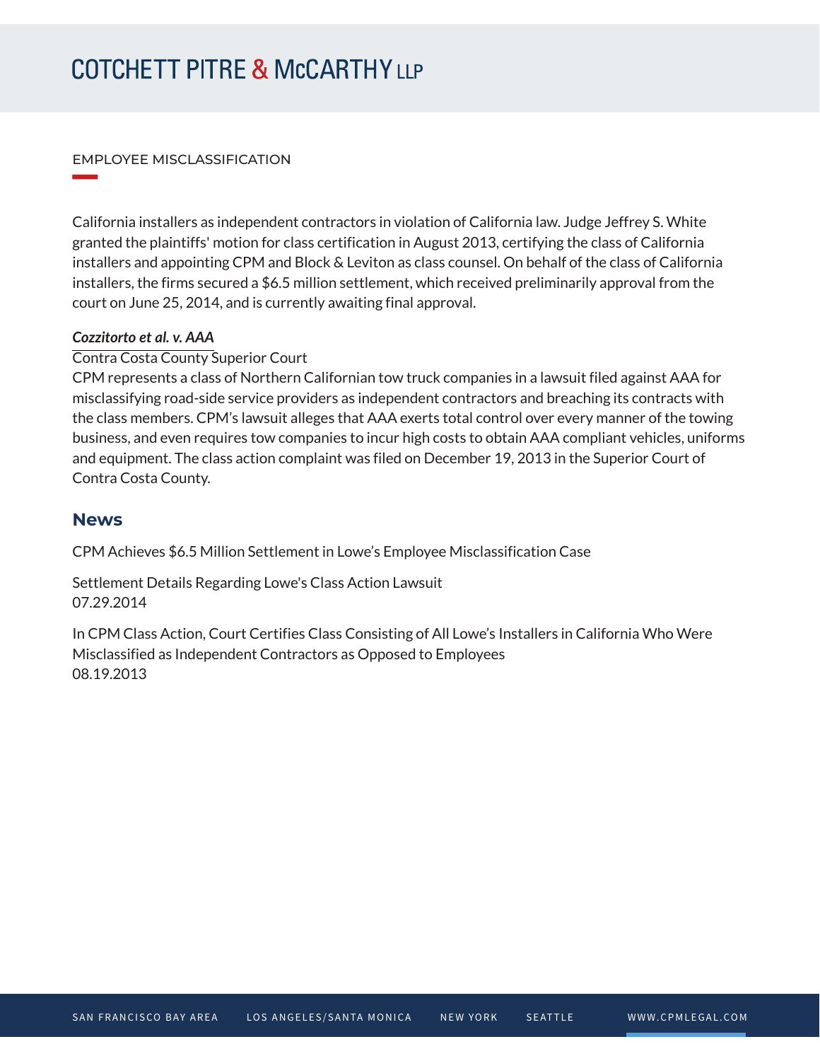EMPLOYEE MISCLASSIFICATION

California installers as independent contractors in violation of California law. Judge Jeffrey S. White granted the plaintiffs' motion for class certification in August 2013, certifying the class of California installers and appointing CPM and Block & Leviton as class counsel. On behalf of the class of California installers, the firms secured a $6.5 million settlement, which received preliminarily approval from the court on June 25, 2014, and is currently awaiting final approval.

***Cozzitorto et al. v. AAA***
Contra Costa County Superior Court
CPM represents a class of Northern Californian tow truck companies in a lawsuit filed against AAA for misclassifying road-side service providers as independent contractors and breaching its contracts with the class members. CPM's lawsuit alleges that AAA exerts total control over every manner of the towing business, and even requires tow companies to incur high costs to obtain AAA compliant vehicles, uniforms and equipment. The class action complaint was filed on December 19, 2013 in the Superior Court of Contra Costa County.

## News

CPM Achieves $6.5 Million Settlement in Lowe's Employee Misclassification Case

Settlement Details Regarding Lowe's Class Action Lawsuit
07.29.2014

In CPM Class Action, Court Certifies Class Consisting of All Lowe's Installers in California Who Were Misclassified as Independent Contractors as Opposed to Employees
08.19.2013